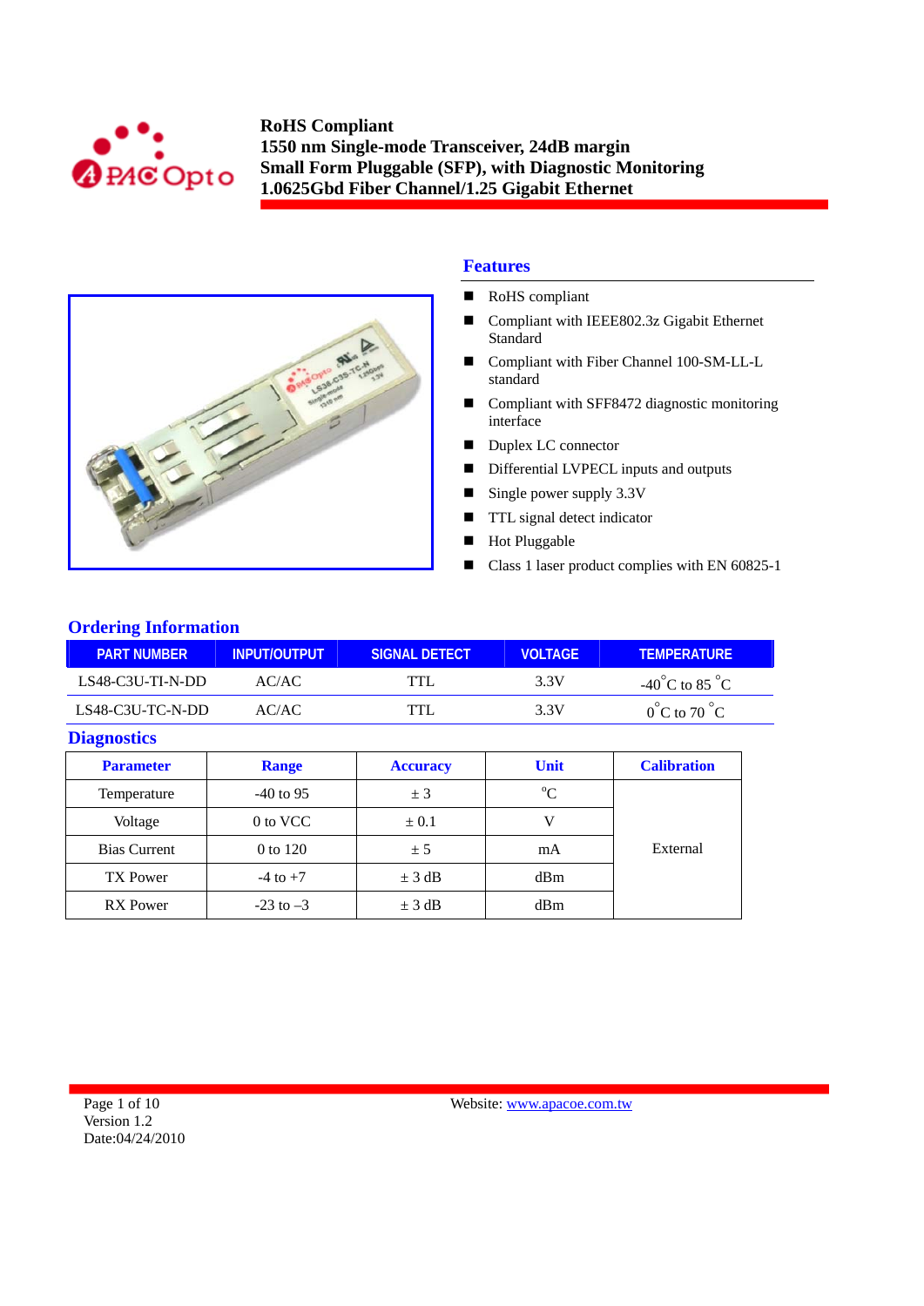# RoHS Compliant
# 1550 nm Single-mode Transceiver, 24dB margin
# Small Form Pluggable (SFP), with Diagnostic Monitoring
# 1.0625Gbd Fiber Channel/1.25 Gigabit Ethernet

## Features

- RoHS compliant
- Compliant with IEEE802.3z Gigabit Ethernet Standard
- Compliant with Fiber Channel 100-SM-LL-L standard
- Compliant with SFF8472 diagnostic monitoring interface
- Duplex LC connector
- Differential LVPECL inputs and outputs
- Single power supply 3.3V
- TTL signal detect indicator
- Hot Pluggable
- Class 1 laser product complies with EN 60825-1

## Ordering Information

| PART NUMBER | INPUT/OUTPUT | SIGNAL DETECT | VOLTAGE | TEMPERATURE |
|---|---|---|---|---|
| LS48-C3U-TI-N-DD | AC/AC | TTL | 3.3V | -40°C to 85 °C |
| LS48-C3U-TC-N-DD | AC/AC | TTL | 3.3V | 0°C to 70 °C |

## Diagnostics

| Parameter | Range | Accuracy | Unit | Calibration |
|---|---|---|---|---|
| Temperature | -40 to 95 | ± 3 | °C | External |
| Voltage | 0 to VCC | ± 0.1 | V | |
| Bias Current | 0 to 120 | ± 5 | mA | |
| TX Power | -4 to +7 | ± 3 dB | dBm | |
| RX Power | -23 to –3 | ± 3 dB | dBm | |

Version 1.2
Date:04/24/2010

Website: www.apacoe.com.tw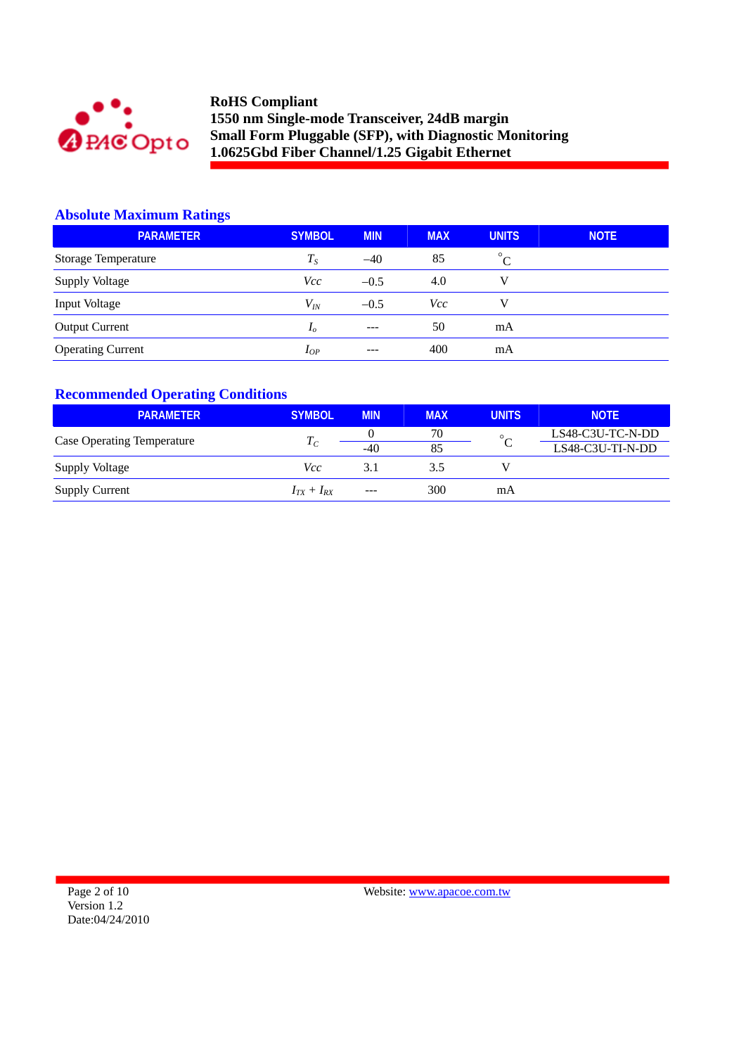## Absolute Maximum Ratings

| PARAMETER | SYMBOL | MIN | MAX | UNITS | NOTE |
|---|---|---|---|---|---|
| Storage Temperature | $T_S$ | –40 | 85 | °C | |
| Supply Voltage | $Vcc$ | –0.5 | 4.0 | V | |
| Input Voltage | $V_{IN}$ | –0.5 | $Vcc$ | V | |
| Output Current | $I_o$ | --- | 50 | mA | |
| Operating Current | $I_{OP}$ | --- | 400 | mA | |

## Recommended Operating Conditions

| PARAMETER | SYMBOL | MIN | MAX | UNITS | NOTE |
|---|---|---|---|---|---|
| Case Operating Temperature | $T_C$ | 0 | 70 | °C | LS48-C3U-TC-N-DD |
| | | -40 | 85 | | LS48-C3U-TI-N-DD |
| Supply Voltage | $Vcc$ | 3.1 | 3.5 | V | |
| Supply Current | $I_{TX} + I_{RX}$ | --- | 300 | mA | |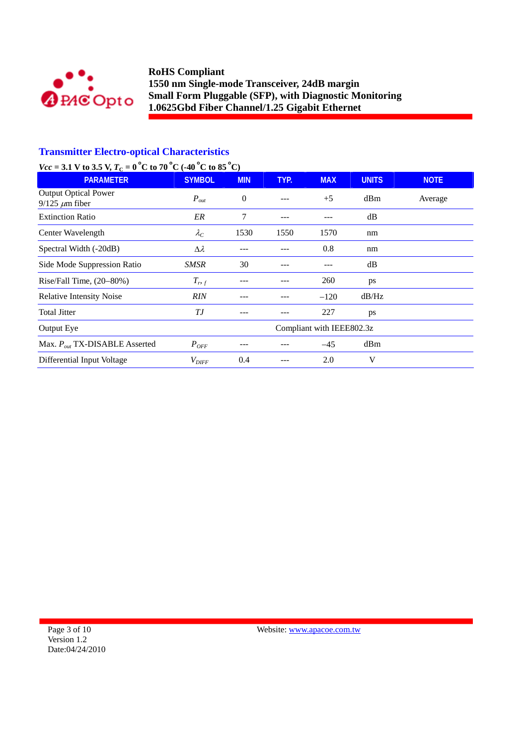RoHS Compliant
1550 nm Single-mode Transceiver, 24dB margin
Small Form Pluggable (SFP), with Diagnostic Monitoring
1.0625Gbd Fiber Channel/1.25 Gigabit Ethernet

## Transmitter Electro-optical Characteristics

***Vcc* = 3.1 V to 3.5 V, $T_C$ = 0 °C to 70 °C (-40 °C to 85 °C)**

| PARAMETER | SYMBOL | MIN | TYP. | MAX | UNITS | NOTE |
|---|---|---|---|---|---|---|
| Output Optical Power 9/125 $\mu$m fiber | $P_{out}$ | 0 | --- | +5 | dBm | Average |
| Extinction Ratio | *ER* | 7 | --- | --- | dB | |
| Center Wavelength | $\lambda_C$ | 1530 | 1550 | 1570 | nm | |
| Spectral Width (-20dB) | $\Delta\lambda$ | --- | --- | 0.8 | nm | |
| Side Mode Suppression Ratio | *SMSR* | 30 | --- | --- | dB | |
| Rise/Fall Time, (20–80%) | $T_{r,f}$ | --- | --- | 260 | ps | |
| Relative Intensity Noise | *RIN* | --- | --- | –120 | dB/Hz | |
| Total Jitter | *TJ* | --- | --- | 227 | ps | |
| Output Eye | | Compliant with IEEE802.3z | | | | |
| Max. $P_{out}$ TX-DISABLE Asserted | $P_{OFF}$ | --- | --- | –45 | dBm | |
| Differential Input Voltage | $V_{DIFF}$ | 0.4 | --- | 2.0 | V | |

Version 1.2
Date:04/24/2010
Website: www.apacoe.com.tw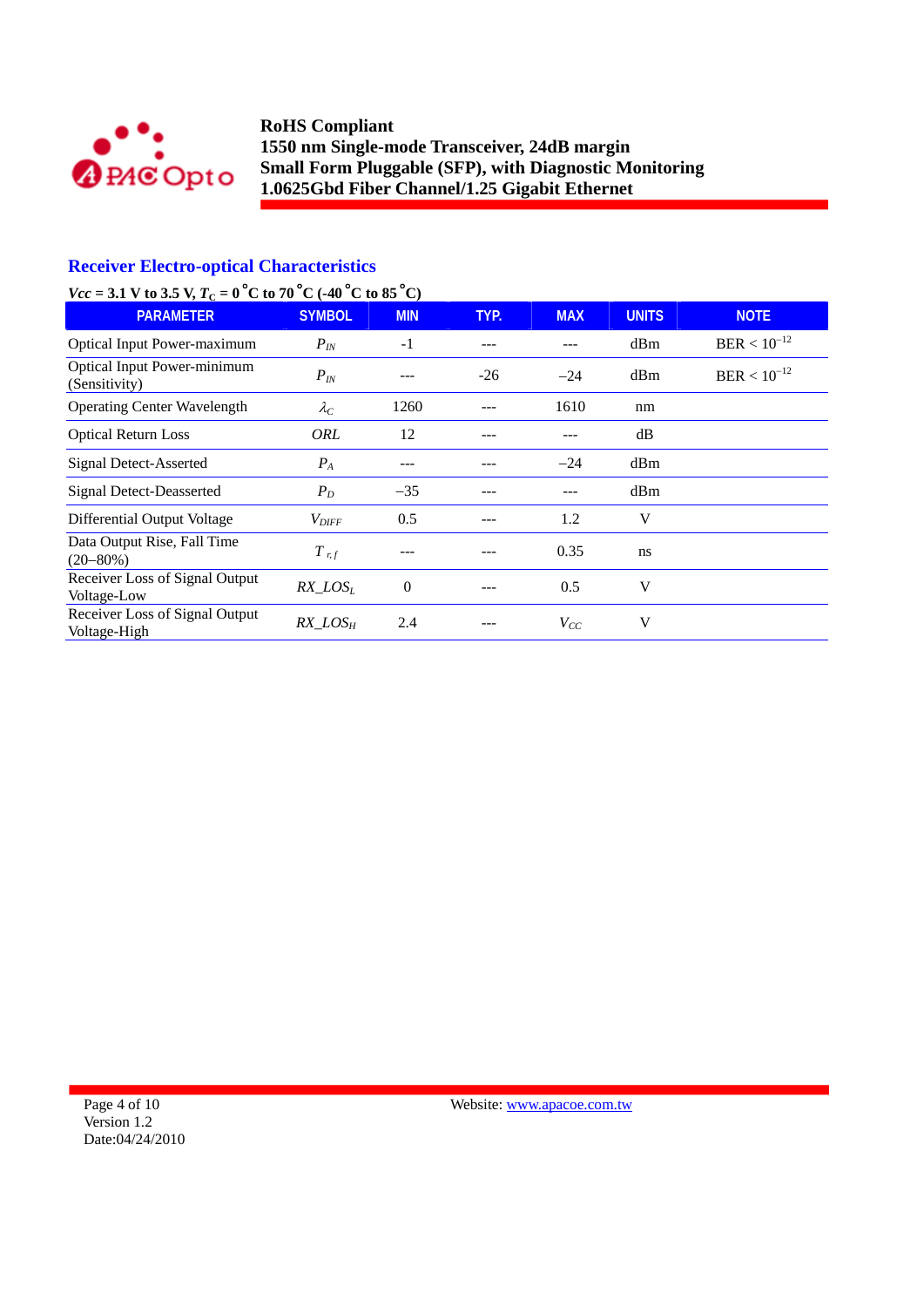## Receiver Electro-optical Characteristics

***Vcc* = 3.1 V to 3.5 V, $T_C$ = 0 °C to 70 °C (-40 °C to 85 °C)**

| PARAMETER | SYMBOL | MIN | TYP. | MAX | UNITS | NOTE |
|---|---|---|---|---|---|---|
| Optical Input Power-maximum | $P_{IN}$ | -1 | --- | --- | dBm | BER < $10^{-12}$ |
| Optical Input Power-minimum (Sensitivity) | $P_{IN}$ | --- | -26 | –24 | dBm | BER < $10^{-12}$ |
| Operating Center Wavelength | $\lambda_C$ | 1260 | --- | 1610 | nm | |
| Optical Return Loss | *ORL* | 12 | --- | --- | dB | |
| Signal Detect-Asserted | $P_A$ | --- | --- | –24 | dBm | |
| Signal Detect-Deasserted | $P_D$ | –35 | --- | --- | dBm | |
| Differential Output Voltage | $V_{DIFF}$ | 0.5 | --- | 1.2 | V | |
| Data Output Rise, Fall Time (20–80%) | $T_{r,f}$ | --- | --- | 0.35 | ns | |
| Receiver Loss of Signal Output Voltage-Low | $RX\_LOS_L$ | 0 | --- | 0.5 | V | |
| Receiver Loss of Signal Output Voltage-High | $RX\_LOS_H$ | 2.4 | --- | $V_{CC}$ | V | |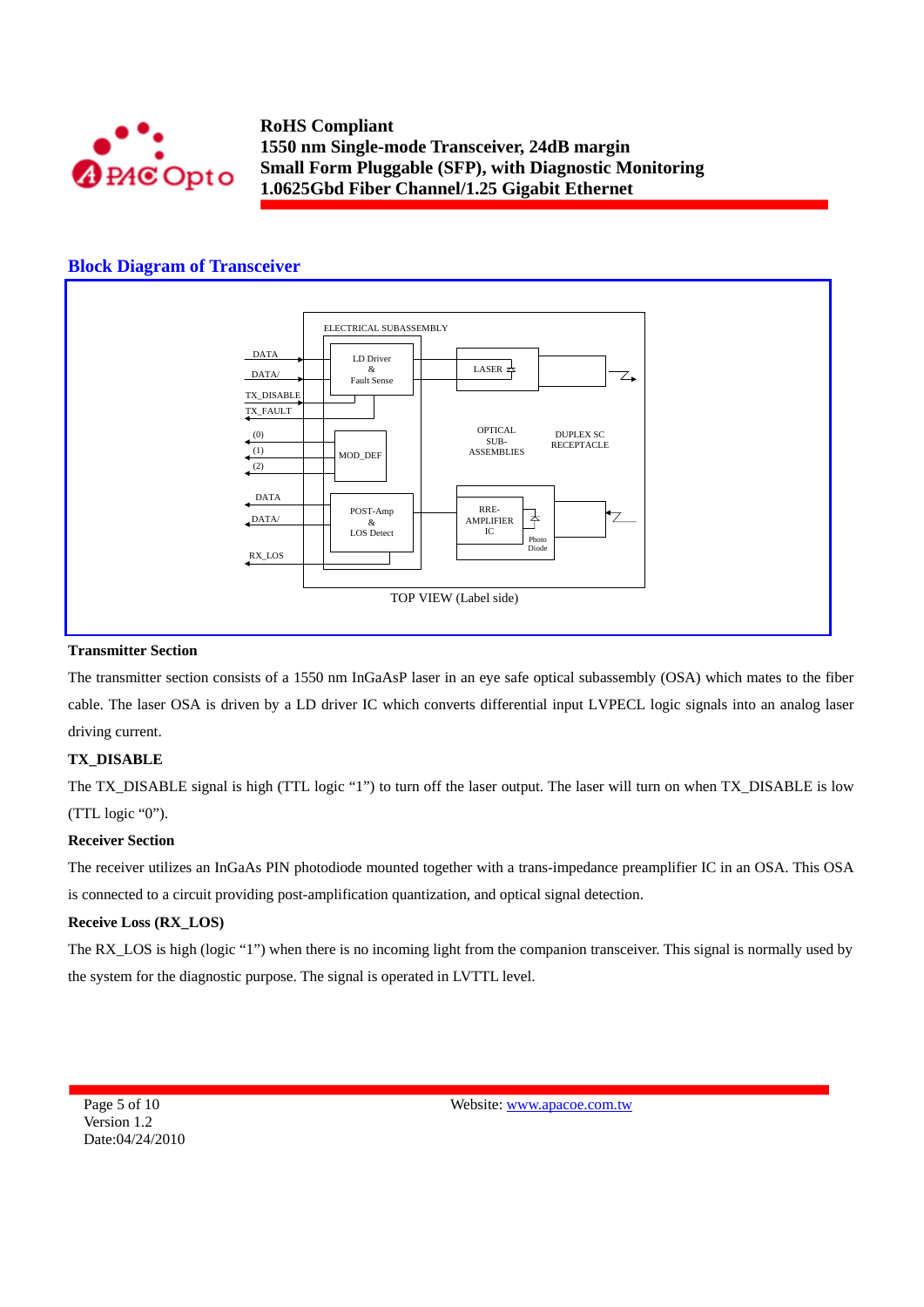## Block Diagram of Transceiver

ELECTRICAL SUBASSEMBLY

DATA
DATA/
TX_DISABLE
TX_FAULT
(0)
(1)
(2)
DATA
DATA/
RX_LOS

LD Driver & Fault Sense

LASER

MOD_DEF

OPTICAL SUB-ASSEMBLIES

DUPLEX SC RECEPTACLE

POST-Amp & LOS Detect

RRE-AMPLIFIER IC

Photo Diode

TOP VIEW (Label side)

**Transmitter Section**

The transmitter section consists of a 1550 nm InGaAsP laser in an eye safe optical subassembly (OSA) which mates to the fiber cable. The laser OSA is driven by a LD driver IC which converts differential input LVPECL logic signals into an analog laser driving current.

**TX_DISABLE**

The TX_DISABLE signal is high (TTL logic "1") to turn off the laser output. The laser will turn on when TX_DISABLE is low (TTL logic "0").

**Receiver Section**

The receiver utilizes an InGaAs PIN photodiode mounted together with a trans-impedance preamplifier IC in an OSA. This OSA is connected to a circuit providing post-amplification quantization, and optical signal detection.

**Receive Loss (RX_LOS)**

The RX_LOS is high (logic "1") when there is no incoming light from the companion transceiver. This signal is normally used by the system for the diagnostic purpose. The signal is operated in LVTTL level.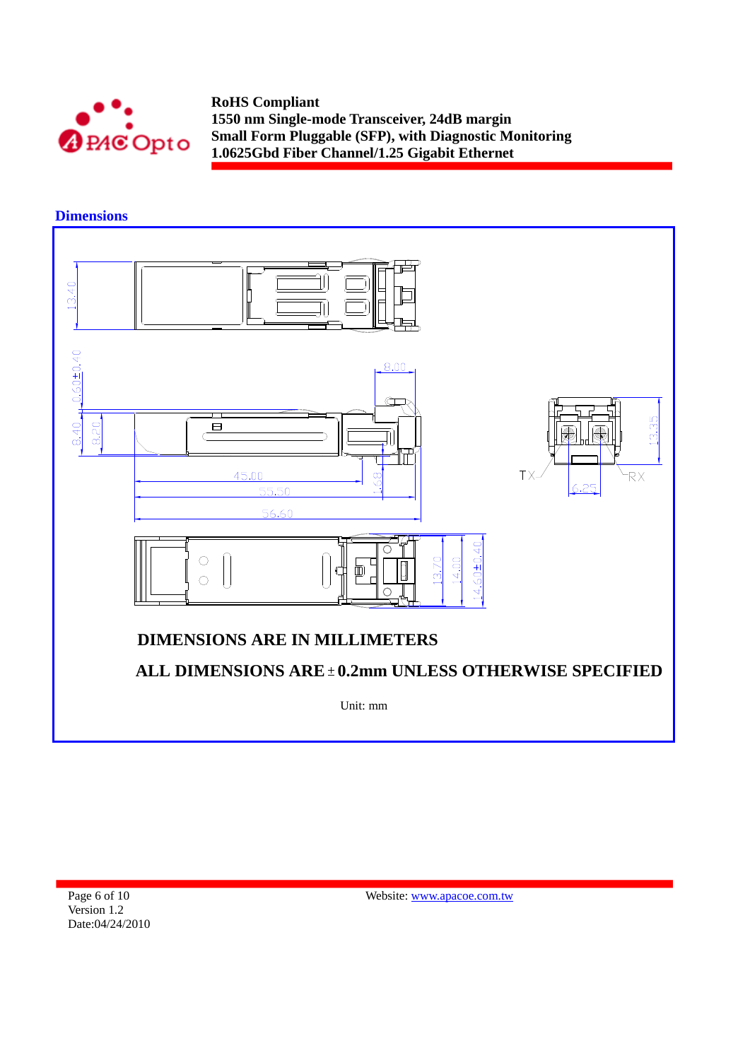## Dimensions

**DIMENSIONS ARE IN MILLIMETERS**

**ALL DIMENSIONS ARE ± 0.2mm UNLESS OTHERWISE SPECIFIED**

Unit: mm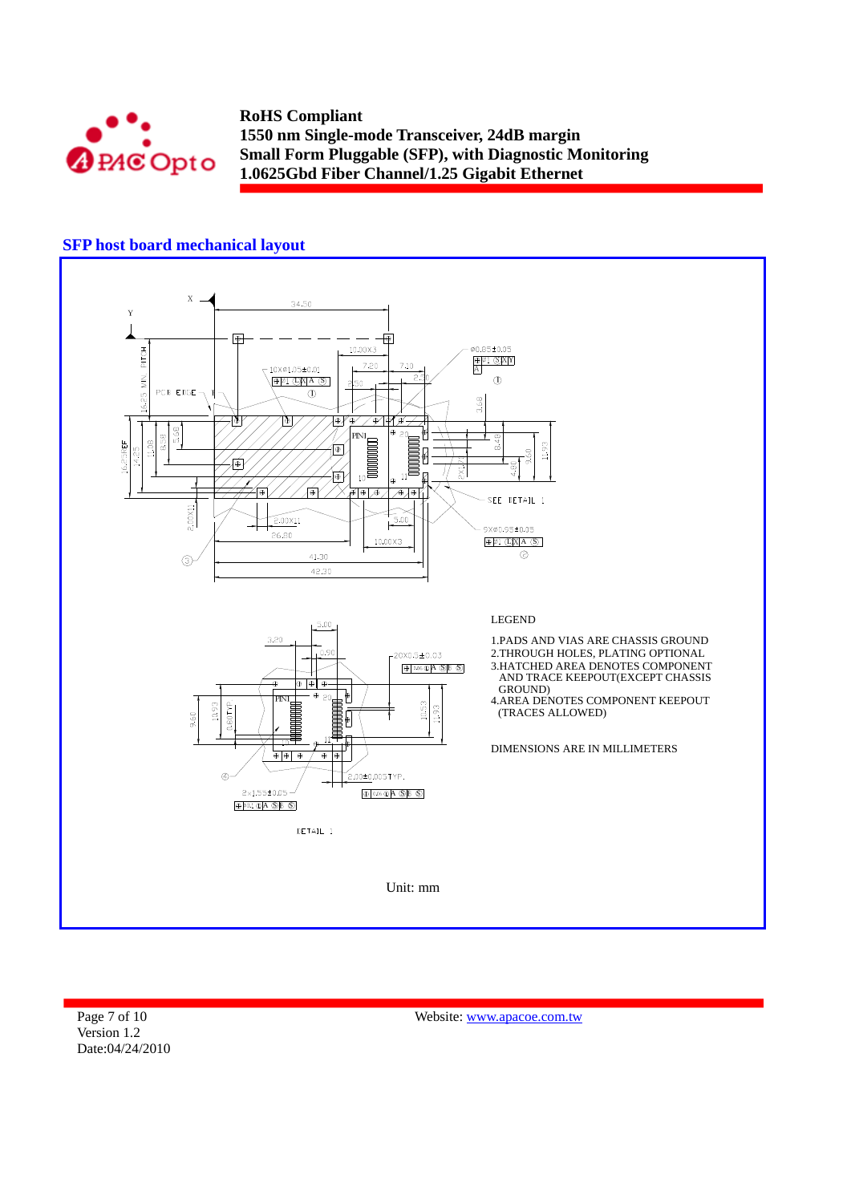## SFP host board mechanical layout

LEGEND

1. PADS AND VIAS ARE CHASSIS GROUND
2. THROUGH HOLES, PLATING OPTIONAL
3. HATCHED AREA DENOTES COMPONENT AND TRACE KEEPOUT(EXCEPT CHASSIS GROUND)
4. AREA DENOTES COMPONENT KEEPOUT (TRACES ALLOWED)

DIMENSIONS ARE IN MILLIMETERS

Unit: mm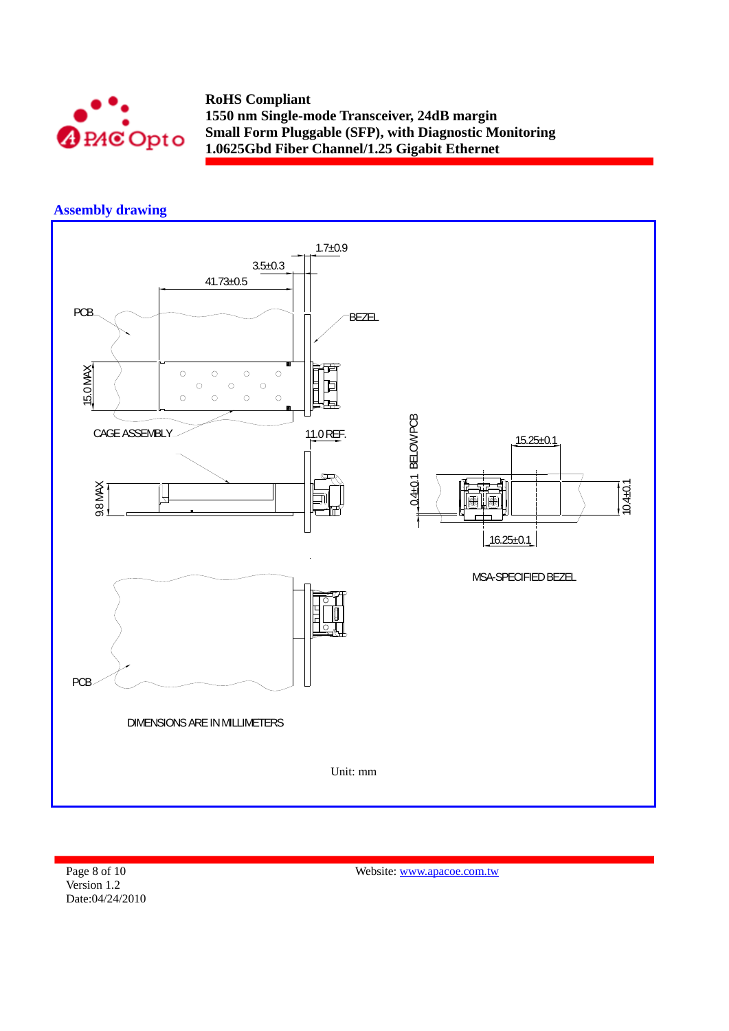## Assembly drawing

1.7±0.9

3.5±0.3

41.73±0.5

PCB

BEZEL

15.0 MAX

CAGE ASSEMBLY

11.0 REF.

9.8 MAX

0.4±0.1 BELOW PCB

15.25±0.1

10.4±0.1

16.25±0.1

MSA-SPECIFIED BEZEL

PCB

DIMENSIONS ARE IN MILLIMETERS

Unit: mm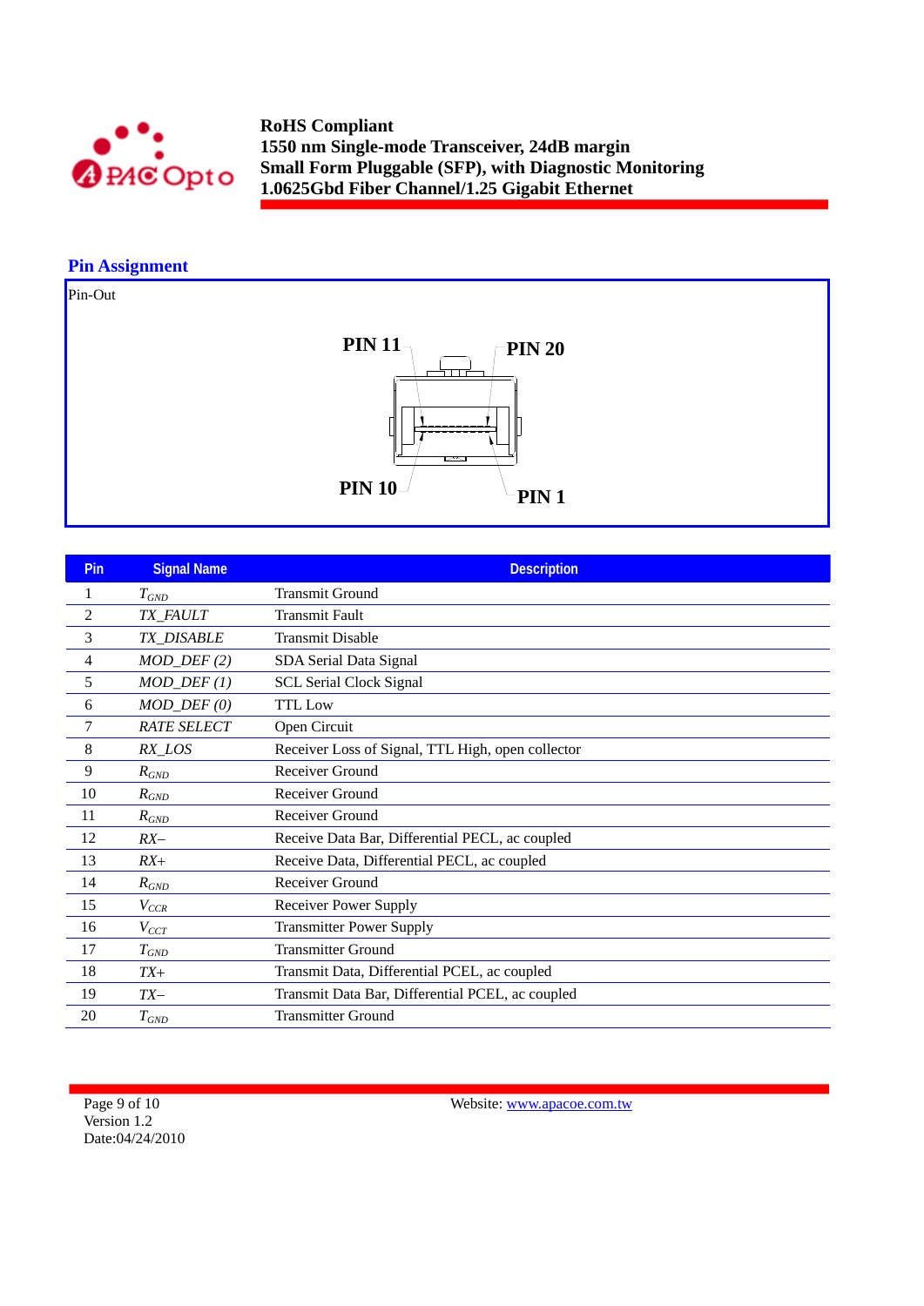## Pin Assignment

Pin-Out

PIN 11 PIN 20

PIN 10 PIN 1

| Pin | Signal Name | Description |
|---|---|---|
| 1 | $T_{GND}$ | Transmit Ground |
| 2 | *TX_FAULT* | Transmit Fault |
| 3 | *TX_DISABLE* | Transmit Disable |
| 4 | *MOD_DEF (2)* | SDA Serial Data Signal |
| 5 | *MOD_DEF (1)* | SCL Serial Clock Signal |
| 6 | *MOD_DEF (0)* | TTL Low |
| 7 | *RATE SELECT* | Open Circuit |
| 8 | *RX_LOS* | Receiver Loss of Signal, TTL High, open collector |
| 9 | $R_{GND}$ | Receiver Ground |
| 10 | $R_{GND}$ | Receiver Ground |
| 11 | $R_{GND}$ | Receiver Ground |
| 12 | *RX–* | Receive Data Bar, Differential PECL, ac coupled |
| 13 | *RX+* | Receive Data, Differential PECL, ac coupled |
| 14 | $R_{GND}$ | Receiver Ground |
| 15 | $V_{CCR}$ | Receiver Power Supply |
| 16 | $V_{CCT}$ | Transmitter Power Supply |
| 17 | $T_{GND}$ | Transmitter Ground |
| 18 | *TX+* | Transmit Data, Differential PCEL, ac coupled |
| 19 | *TX–* | Transmit Data Bar, Differential PCEL, ac coupled |
| 20 | $T_{GND}$ | Transmitter Ground |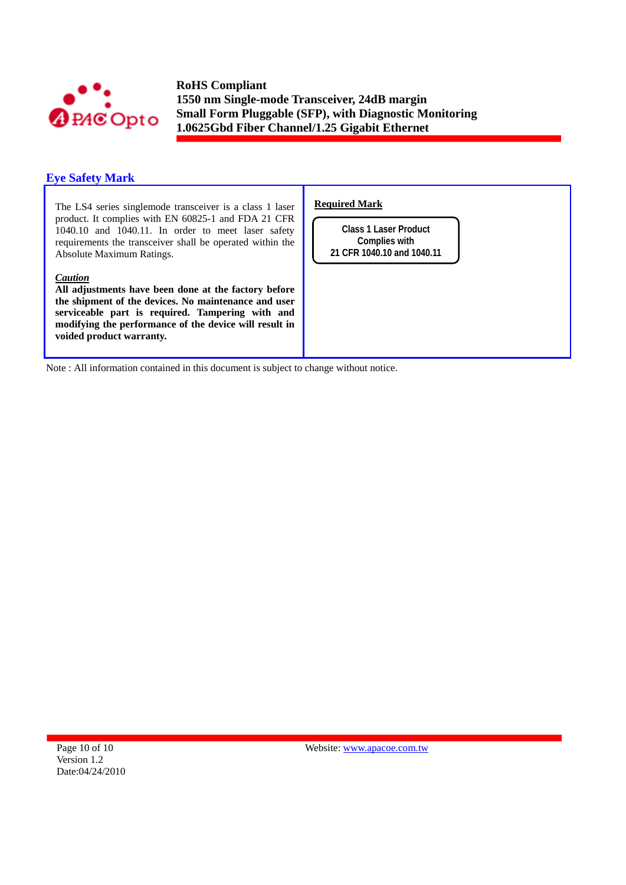## Eye Safety Mark

| | |
|---|---|
| The LS4 series singlemode transceiver is a class 1 laser product. It complies with EN 60825-1 and FDA 21 CFR 1040.10 and 1040.11. In order to meet laser safety requirements the transceiver shall be operated within the Absolute Maximum Ratings.<br><br>***Caution***<br>**All adjustments have been done at the factory before the shipment of the devices. No maintenance and user serviceable part is required. Tampering with and modifying the performance of the device will result in voided product warranty.** | **Required Mark**<br><br>**Class 1 Laser Product**<br>**Complies with**<br>**21 CFR 1040.10 and 1040.11** |

Note : All information contained in this document is subject to change without notice.

Version 1.2
Date:04/24/2010

Website: www.apacoe.com.tw